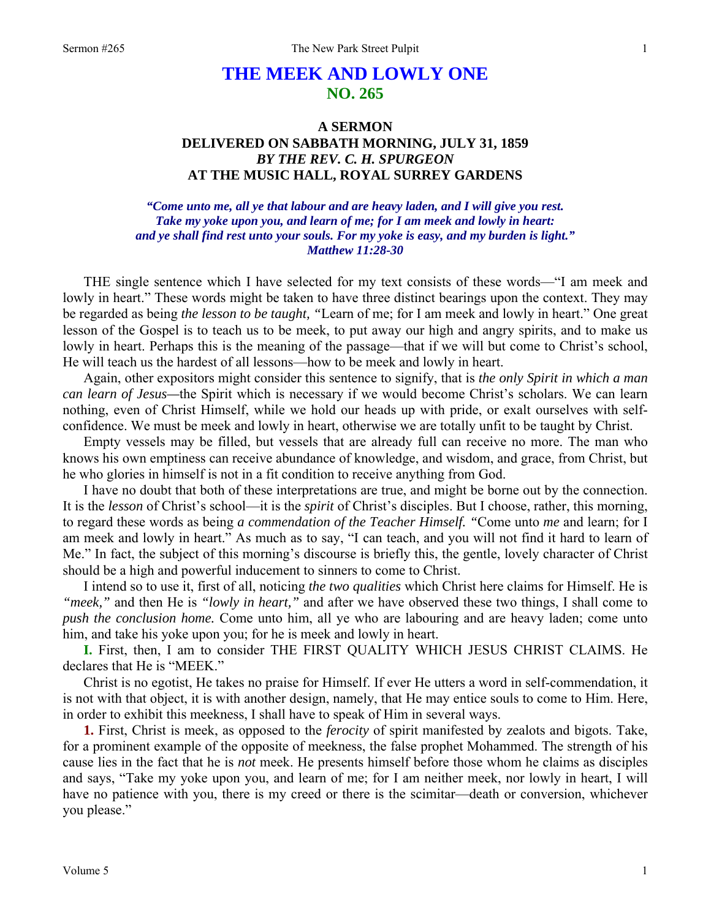# THE MEEK AND LOWLY ONE

## NO. 265

### A SERMON
### DELIVERED ON SABBATH MORNING, JULY 31, 1859
### *BY THE REV. C. H. SPURGEON*
### AT THE MUSIC HALL, ROYAL SURREY GARDENS

*"Come unto me, all ye that labour and are heavy laden, and I will give you rest. Take my yoke upon you, and learn of me; for I am meek and lowly in heart: and ye shall find rest unto your souls. For my yoke is easy, and my burden is light."*
*Matthew 11:28-30*

THE single sentence which I have selected for my text consists of these words—"I am meek and lowly in heart." These words might be taken to have three distinct bearings upon the context. They may be regarded as being *the lesson to be taught, "*Learn of me; for I am meek and lowly in heart." One great lesson of the Gospel is to teach us to be meek, to put away our high and angry spirits, and to make us lowly in heart. Perhaps this is the meaning of the passage—that if we will but come to Christ's school, He will teach us the hardest of all lessons—how to be meek and lowly in heart.

Again, other expositors might consider this sentence to signify, that is *the only Spirit in which a man can learn of Jesus*—the Spirit which is necessary if we would become Christ's scholars. We can learn nothing, even of Christ Himself, while we hold our heads up with pride, or exalt ourselves with self-confidence. We must be meek and lowly in heart, otherwise we are totally unfit to be taught by Christ.

Empty vessels may be filled, but vessels that are already full can receive no more. The man who knows his own emptiness can receive abundance of knowledge, and wisdom, and grace, from Christ, but he who glories in himself is not in a fit condition to receive anything from God.

I have no doubt that both of these interpretations are true, and might be borne out by the connection. It is the *lesson* of Christ's school—it is the *spirit* of Christ's disciples. But I choose, rather, this morning, to regard these words as being *a commendation of the Teacher Himself. "*Come unto *me* and learn; for I am meek and lowly in heart." As much as to say, "I can teach, and you will not find it hard to learn of Me." In fact, the subject of this morning's discourse is briefly this, the gentle, lovely character of Christ should be a high and powerful inducement to sinners to come to Christ.

I intend so to use it, first of all, noticing *the two qualities* which Christ here claims for Himself. He is *"meek,"* and then He is *"lowly in heart,"* and after we have observed these two things, I shall come to *push the conclusion home.* Come unto him, all ye who are labouring and are heavy laden; come unto him, and take his yoke upon you; for he is meek and lowly in heart.

**I.** First, then, I am to consider THE FIRST QUALITY WHICH JESUS CHRIST CLAIMS. He declares that He is "MEEK."

Christ is no egotist, He takes no praise for Himself. If ever He utters a word in self-commendation, it is not with that object, it is with another design, namely, that He may entice souls to come to Him. Here, in order to exhibit this meekness, I shall have to speak of Him in several ways.

**1.** First, Christ is meek, as opposed to the *ferocity* of spirit manifested by zealots and bigots. Take, for a prominent example of the opposite of meekness, the false prophet Mohammed. The strength of his cause lies in the fact that he is *not* meek. He presents himself before those whom he claims as disciples and says, "Take my yoke upon you, and learn of me; for I am neither meek, nor lowly in heart, I will have no patience with you, there is my creed or there is the scimitar—death or conversion, whichever you please."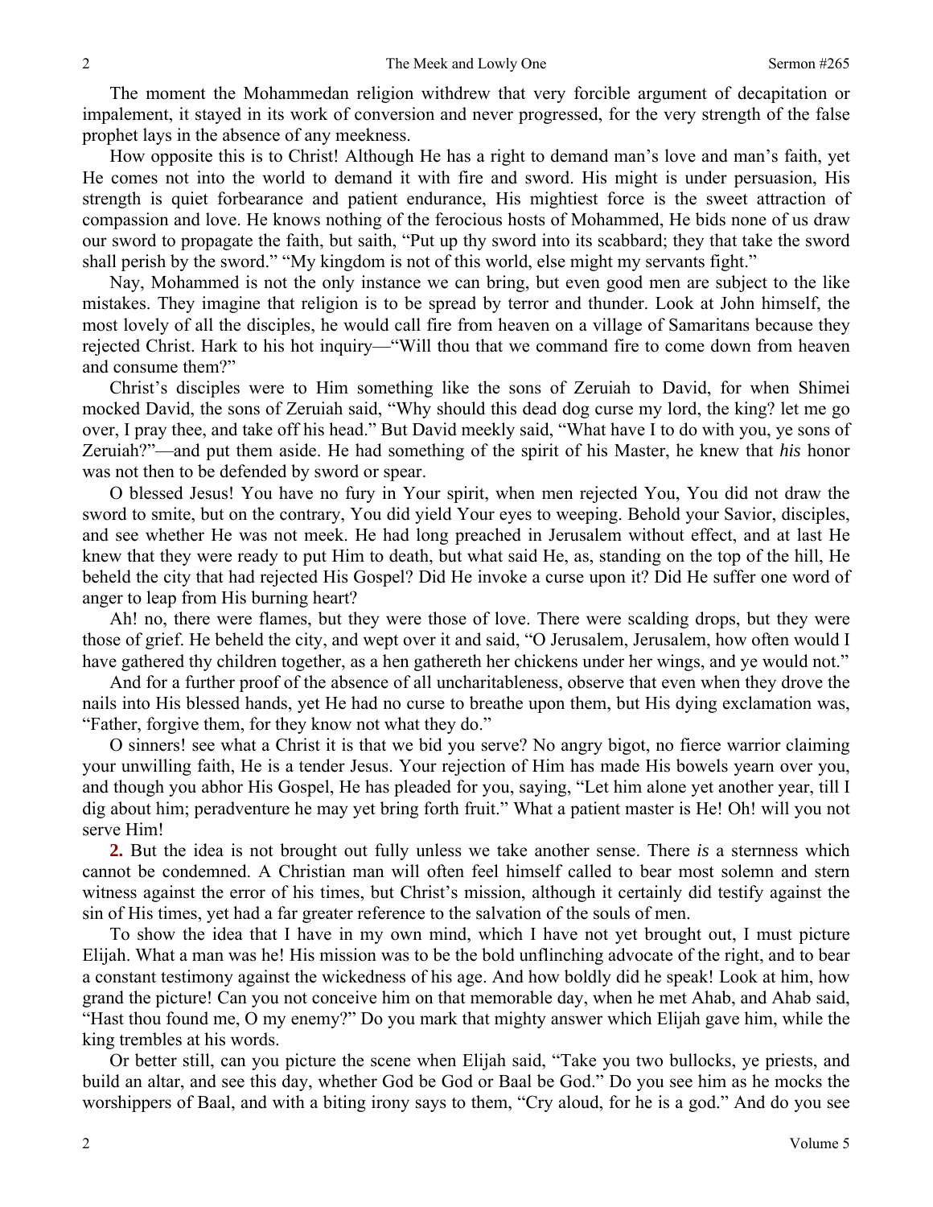The moment the Mohammedan religion withdrew that very forcible argument of decapitation or impalement, it stayed in its work of conversion and never progressed, for the very strength of the false prophet lays in the absence of any meekness.

How opposite this is to Christ! Although He has a right to demand man's love and man's faith, yet He comes not into the world to demand it with fire and sword. His might is under persuasion, His strength is quiet forbearance and patient endurance, His mightiest force is the sweet attraction of compassion and love. He knows nothing of the ferocious hosts of Mohammed, He bids none of us draw our sword to propagate the faith, but saith, "Put up thy sword into its scabbard; they that take the sword shall perish by the sword." "My kingdom is not of this world, else might my servants fight."

Nay, Mohammed is not the only instance we can bring, but even good men are subject to the like mistakes. They imagine that religion is to be spread by terror and thunder. Look at John himself, the most lovely of all the disciples, he would call fire from heaven on a village of Samaritans because they rejected Christ. Hark to his hot inquiry—"Will thou that we command fire to come down from heaven and consume them?"

Christ's disciples were to Him something like the sons of Zeruiah to David, for when Shimei mocked David, the sons of Zeruiah said, "Why should this dead dog curse my lord, the king? let me go over, I pray thee, and take off his head." But David meekly said, "What have I to do with you, ye sons of Zeruiah?"—and put them aside. He had something of the spirit of his Master, he knew that *his* honor was not then to be defended by sword or spear.

O blessed Jesus! You have no fury in Your spirit, when men rejected You, You did not draw the sword to smite, but on the contrary, You did yield Your eyes to weeping. Behold your Savior, disciples, and see whether He was not meek. He had long preached in Jerusalem without effect, and at last He knew that they were ready to put Him to death, but what said He, as, standing on the top of the hill, He beheld the city that had rejected His Gospel? Did He invoke a curse upon it? Did He suffer one word of anger to leap from His burning heart?

Ah! no, there were flames, but they were those of love. There were scalding drops, but they were those of grief. He beheld the city, and wept over it and said, "O Jerusalem, Jerusalem, how often would I have gathered thy children together, as a hen gathereth her chickens under her wings, and ye would not."

And for a further proof of the absence of all uncharitableness, observe that even when they drove the nails into His blessed hands, yet He had no curse to breathe upon them, but His dying exclamation was, "Father, forgive them, for they know not what they do."

O sinners! see what a Christ it is that we bid you serve? No angry bigot, no fierce warrior claiming your unwilling faith, He is a tender Jesus. Your rejection of Him has made His bowels yearn over you, and though you abhor His Gospel, He has pleaded for you, saying, "Let him alone yet another year, till I dig about him; peradventure he may yet bring forth fruit." What a patient master is He! Oh! will you not serve Him!

**2.** But the idea is not brought out fully unless we take another sense. There *is* a sternness which cannot be condemned. A Christian man will often feel himself called to bear most solemn and stern witness against the error of his times, but Christ's mission, although it certainly did testify against the sin of His times, yet had a far greater reference to the salvation of the souls of men.

To show the idea that I have in my own mind, which I have not yet brought out, I must picture Elijah. What a man was he! His mission was to be the bold unflinching advocate of the right, and to bear a constant testimony against the wickedness of his age. And how boldly did he speak! Look at him, how grand the picture! Can you not conceive him on that memorable day, when he met Ahab, and Ahab said, "Hast thou found me, O my enemy?" Do you mark that mighty answer which Elijah gave him, while the king trembles at his words.

Or better still, can you picture the scene when Elijah said, "Take you two bullocks, ye priests, and build an altar, and see this day, whether God be God or Baal be God." Do you see him as he mocks the worshippers of Baal, and with a biting irony says to them, "Cry aloud, for he is a god." And do you see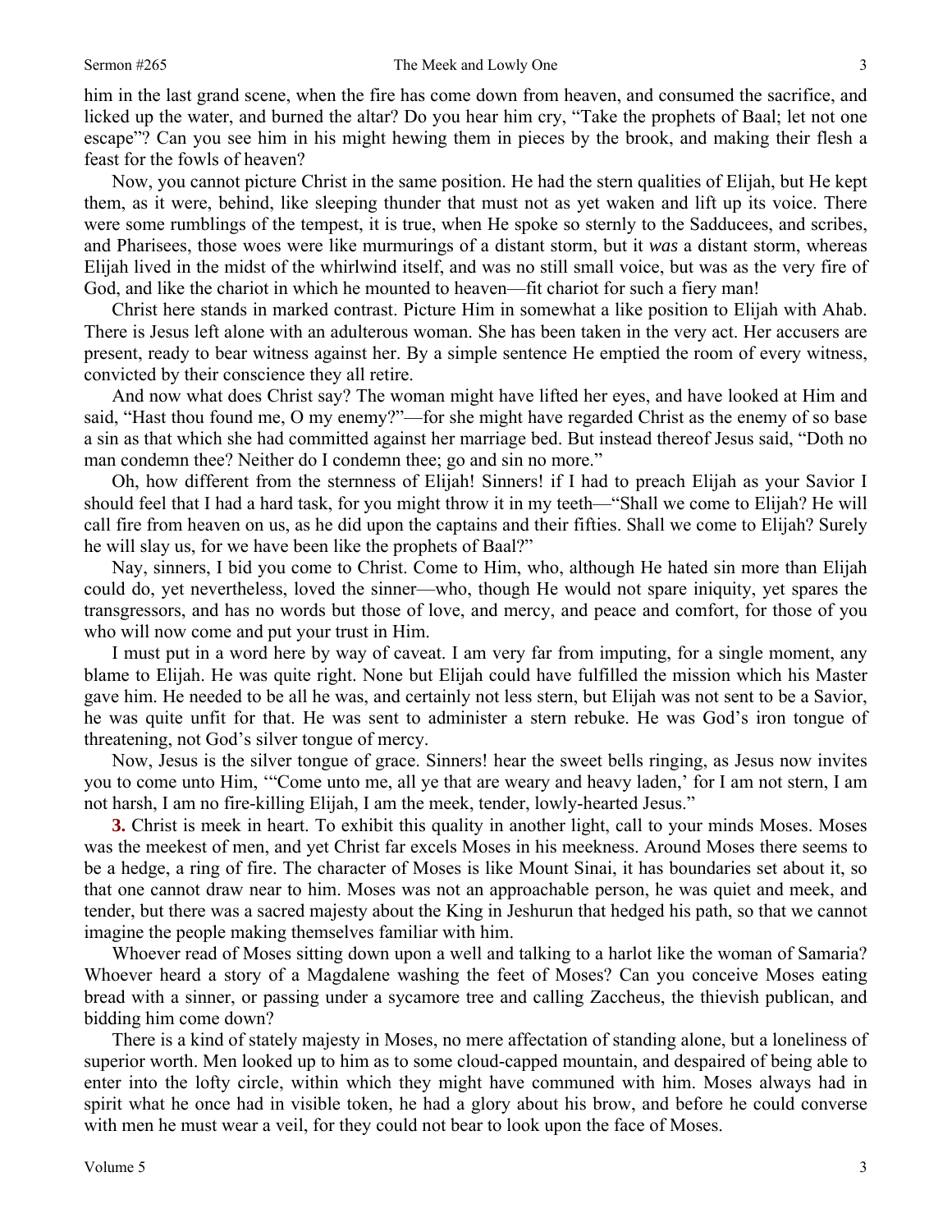him in the last grand scene, when the fire has come down from heaven, and consumed the sacrifice, and licked up the water, and burned the altar? Do you hear him cry, "Take the prophets of Baal; let not one escape"? Can you see him in his might hewing them in pieces by the brook, and making their flesh a feast for the fowls of heaven?

Now, you cannot picture Christ in the same position. He had the stern qualities of Elijah, but He kept them, as it were, behind, like sleeping thunder that must not as yet waken and lift up its voice. There were some rumblings of the tempest, it is true, when He spoke so sternly to the Sadducees, and scribes, and Pharisees, those woes were like murmurings of a distant storm, but it *was* a distant storm, whereas Elijah lived in the midst of the whirlwind itself, and was no still small voice, but was as the very fire of God, and like the chariot in which he mounted to heaven—fit chariot for such a fiery man!

Christ here stands in marked contrast. Picture Him in somewhat a like position to Elijah with Ahab. There is Jesus left alone with an adulterous woman. She has been taken in the very act. Her accusers are present, ready to bear witness against her. By a simple sentence He emptied the room of every witness, convicted by their conscience they all retire.

And now what does Christ say? The woman might have lifted her eyes, and have looked at Him and said, "Hast thou found me, O my enemy?"—for she might have regarded Christ as the enemy of so base a sin as that which she had committed against her marriage bed. But instead thereof Jesus said, "Doth no man condemn thee? Neither do I condemn thee; go and sin no more."

Oh, how different from the sternness of Elijah! Sinners! if I had to preach Elijah as your Savior I should feel that I had a hard task, for you might throw it in my teeth—"Shall we come to Elijah? He will call fire from heaven on us, as he did upon the captains and their fifties. Shall we come to Elijah? Surely he will slay us, for we have been like the prophets of Baal?"

Nay, sinners, I bid you come to Christ. Come to Him, who, although He hated sin more than Elijah could do, yet nevertheless, loved the sinner—who, though He would not spare iniquity, yet spares the transgressors, and has no words but those of love, and mercy, and peace and comfort, for those of you who will now come and put your trust in Him.

I must put in a word here by way of caveat. I am very far from imputing, for a single moment, any blame to Elijah. He was quite right. None but Elijah could have fulfilled the mission which his Master gave him. He needed to be all he was, and certainly not less stern, but Elijah was not sent to be a Savior, he was quite unfit for that. He was sent to administer a stern rebuke. He was God's iron tongue of threatening, not God's silver tongue of mercy.

Now, Jesus is the silver tongue of grace. Sinners! hear the sweet bells ringing, as Jesus now invites you to come unto Him, '"Come unto me, all ye that are weary and heavy laden,' for I am not stern, I am not harsh, I am no fire-killing Elijah, I am the meek, tender, lowly-hearted Jesus."

**3.** Christ is meek in heart. To exhibit this quality in another light, call to your minds Moses. Moses was the meekest of men, and yet Christ far excels Moses in his meekness. Around Moses there seems to be a hedge, a ring of fire. The character of Moses is like Mount Sinai, it has boundaries set about it, so that one cannot draw near to him. Moses was not an approachable person, he was quiet and meek, and tender, but there was a sacred majesty about the King in Jeshurun that hedged his path, so that we cannot imagine the people making themselves familiar with him.

Whoever read of Moses sitting down upon a well and talking to a harlot like the woman of Samaria? Whoever heard a story of a Magdalene washing the feet of Moses? Can you conceive Moses eating bread with a sinner, or passing under a sycamore tree and calling Zaccheus, the thievish publican, and bidding him come down?

There is a kind of stately majesty in Moses, no mere affectation of standing alone, but a loneliness of superior worth. Men looked up to him as to some cloud-capped mountain, and despaired of being able to enter into the lofty circle, within which they might have communed with him. Moses always had in spirit what he once had in visible token, he had a glory about his brow, and before he could converse with men he must wear a veil, for they could not bear to look upon the face of Moses.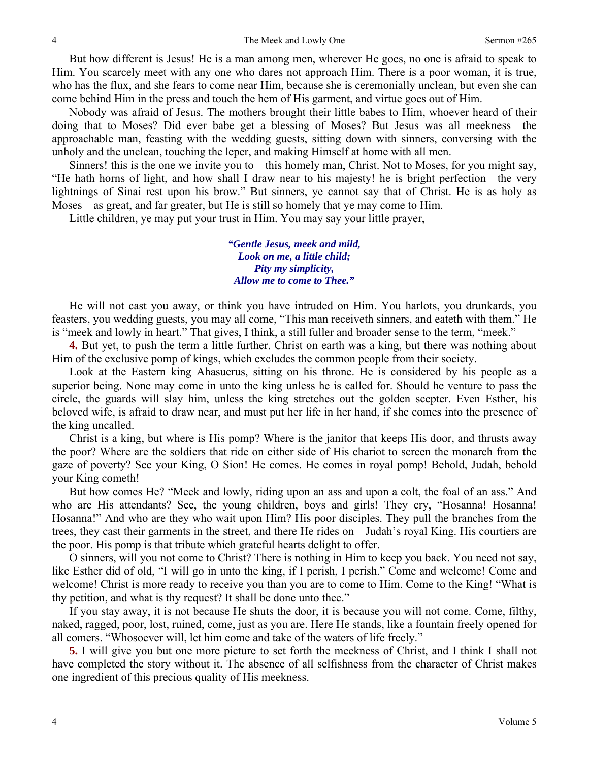But how different is Jesus! He is a man among men, wherever He goes, no one is afraid to speak to Him. You scarcely meet with any one who dares not approach Him. There is a poor woman, it is true, who has the flux, and she fears to come near Him, because she is ceremonially unclean, but even she can come behind Him in the press and touch the hem of His garment, and virtue goes out of Him.

Nobody was afraid of Jesus. The mothers brought their little babes to Him, whoever heard of their doing that to Moses? Did ever babe get a blessing of Moses? But Jesus was all meekness—the approachable man, feasting with the wedding guests, sitting down with sinners, conversing with the unholy and the unclean, touching the leper, and making Himself at home with all men.

Sinners! this is the one we invite you to—this homely man, Christ. Not to Moses, for you might say, "He hath horns of light, and how shall I draw near to his majesty! he is bright perfection—the very lightnings of Sinai rest upon his brow." But sinners, ye cannot say that of Christ. He is as holy as Moses—as great, and far greater, but He is still so homely that ye may come to Him.

Little children, ye may put your trust in Him. You may say your little prayer,

> ***"Gentle Jesus, meek and mild,***
> ***Look on me, a little child;***
> ***Pity my simplicity,***
> ***Allow me to come to Thee."***

He will not cast you away, or think you have intruded on Him. You harlots, you drunkards, you feasters, you wedding guests, you may all come, "This man receiveth sinners, and eateth with them." He is "meek and lowly in heart." That gives, I think, a still fuller and broader sense to the term, "meek."

**4.** But yet, to push the term a little further. Christ on earth was a king, but there was nothing about Him of the exclusive pomp of kings, which excludes the common people from their society.

Look at the Eastern king Ahasuerus, sitting on his throne. He is considered by his people as a superior being. None may come in unto the king unless he is called for. Should he venture to pass the circle, the guards will slay him, unless the king stretches out the golden scepter. Even Esther, his beloved wife, is afraid to draw near, and must put her life in her hand, if she comes into the presence of the king uncalled.

Christ is a king, but where is His pomp? Where is the janitor that keeps His door, and thrusts away the poor? Where are the soldiers that ride on either side of His chariot to screen the monarch from the gaze of poverty? See your King, O Sion! He comes. He comes in royal pomp! Behold, Judah, behold your King cometh!

But how comes He? "Meek and lowly, riding upon an ass and upon a colt, the foal of an ass." And who are His attendants? See, the young children, boys and girls! They cry, "Hosanna! Hosanna! Hosanna!" And who are they who wait upon Him? His poor disciples. They pull the branches from the trees, they cast their garments in the street, and there He rides on—Judah's royal King. His courtiers are the poor. His pomp is that tribute which grateful hearts delight to offer.

O sinners, will you not come to Christ? There is nothing in Him to keep you back. You need not say, like Esther did of old, "I will go in unto the king, if I perish, I perish." Come and welcome! Come and welcome! Christ is more ready to receive you than you are to come to Him. Come to the King! "What is thy petition, and what is thy request? It shall be done unto thee."

If you stay away, it is not because He shuts the door, it is because you will not come. Come, filthy, naked, ragged, poor, lost, ruined, come, just as you are. Here He stands, like a fountain freely opened for all comers. "Whosoever will, let him come and take of the waters of life freely."

**5.** I will give you but one more picture to set forth the meekness of Christ, and I think I shall not have completed the story without it. The absence of all selfishness from the character of Christ makes one ingredient of this precious quality of His meekness.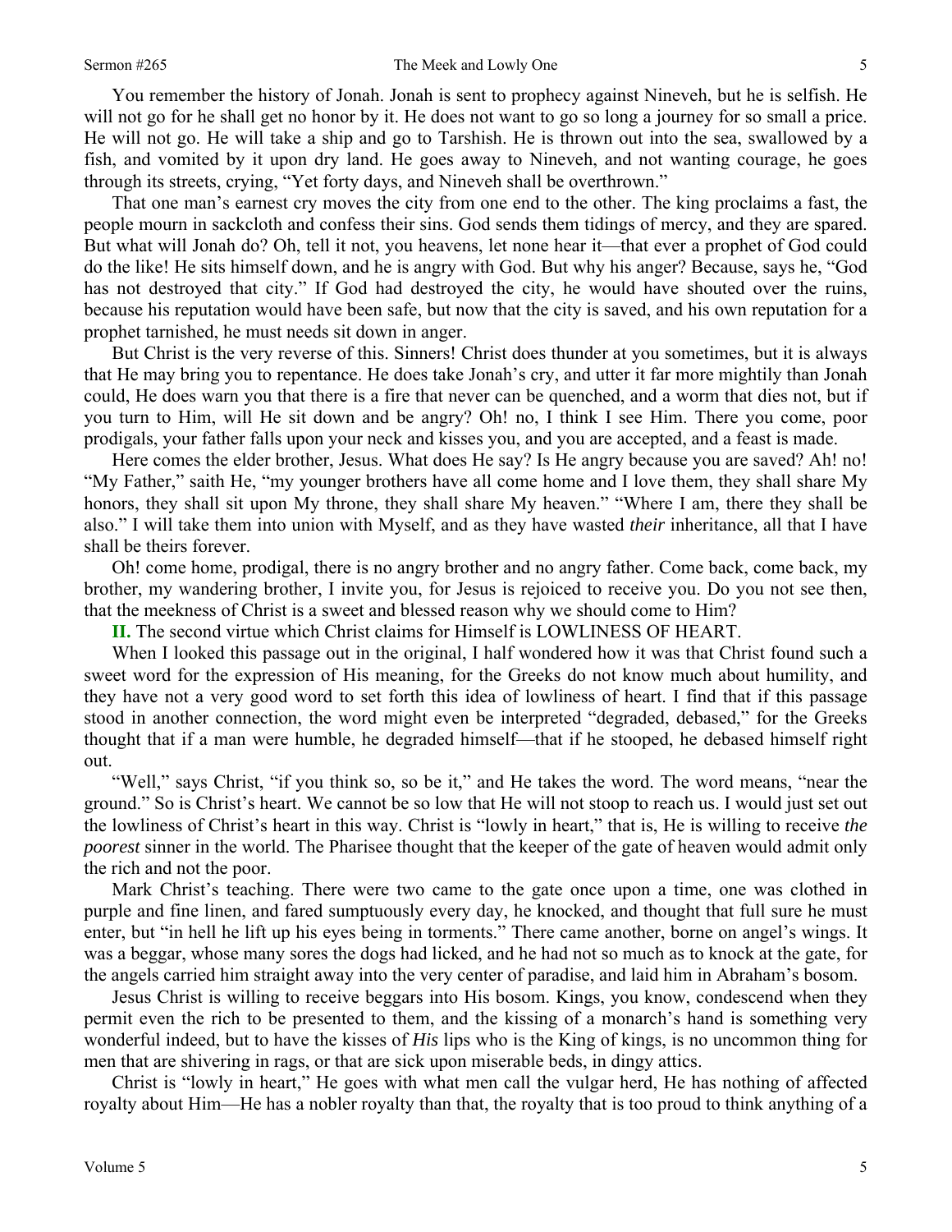You remember the history of Jonah. Jonah is sent to prophecy against Nineveh, but he is selfish. He will not go for he shall get no honor by it. He does not want to go so long a journey for so small a price. He will not go. He will take a ship and go to Tarshish. He is thrown out into the sea, swallowed by a fish, and vomited by it upon dry land. He goes away to Nineveh, and not wanting courage, he goes through its streets, crying, "Yet forty days, and Nineveh shall be overthrown."

That one man's earnest cry moves the city from one end to the other. The king proclaims a fast, the people mourn in sackcloth and confess their sins. God sends them tidings of mercy, and they are spared. But what will Jonah do? Oh, tell it not, you heavens, let none hear it—that ever a prophet of God could do the like! He sits himself down, and he is angry with God. But why his anger? Because, says he, "God has not destroyed that city." If God had destroyed the city, he would have shouted over the ruins, because his reputation would have been safe, but now that the city is saved, and his own reputation for a prophet tarnished, he must needs sit down in anger.

But Christ is the very reverse of this. Sinners! Christ does thunder at you sometimes, but it is always that He may bring you to repentance. He does take Jonah's cry, and utter it far more mightily than Jonah could, He does warn you that there is a fire that never can be quenched, and a worm that dies not, but if you turn to Him, will He sit down and be angry? Oh! no, I think I see Him. There you come, poor prodigals, your father falls upon your neck and kisses you, and you are accepted, and a feast is made.

Here comes the elder brother, Jesus. What does He say? Is He angry because you are saved? Ah! no! "My Father," saith He, "my younger brothers have all come home and I love them, they shall share My honors, they shall sit upon My throne, they shall share My heaven." "Where I am, there they shall be also." I will take them into union with Myself, and as they have wasted *their* inheritance, all that I have shall be theirs forever.

Oh! come home, prodigal, there is no angry brother and no angry father. Come back, come back, my brother, my wandering brother, I invite you, for Jesus is rejoiced to receive you. Do you not see then, that the meekness of Christ is a sweet and blessed reason why we should come to Him?

**II.** The second virtue which Christ claims for Himself is LOWLINESS OF HEART.

When I looked this passage out in the original, I half wondered how it was that Christ found such a sweet word for the expression of His meaning, for the Greeks do not know much about humility, and they have not a very good word to set forth this idea of lowliness of heart. I find that if this passage stood in another connection, the word might even be interpreted "degraded, debased," for the Greeks thought that if a man were humble, he degraded himself—that if he stooped, he debased himself right out.

"Well," says Christ, "if you think so, so be it," and He takes the word. The word means, "near the ground." So is Christ's heart. We cannot be so low that He will not stoop to reach us. I would just set out the lowliness of Christ's heart in this way. Christ is "lowly in heart," that is, He is willing to receive *the poorest* sinner in the world. The Pharisee thought that the keeper of the gate of heaven would admit only the rich and not the poor.

Mark Christ's teaching. There were two came to the gate once upon a time, one was clothed in purple and fine linen, and fared sumptuously every day, he knocked, and thought that full sure he must enter, but "in hell he lift up his eyes being in torments." There came another, borne on angel's wings. It was a beggar, whose many sores the dogs had licked, and he had not so much as to knock at the gate, for the angels carried him straight away into the very center of paradise, and laid him in Abraham's bosom.

Jesus Christ is willing to receive beggars into His bosom. Kings, you know, condescend when they permit even the rich to be presented to them, and the kissing of a monarch's hand is something very wonderful indeed, but to have the kisses of *His* lips who is the King of kings, is no uncommon thing for men that are shivering in rags, or that are sick upon miserable beds, in dingy attics.

Christ is "lowly in heart," He goes with what men call the vulgar herd, He has nothing of affected royalty about Him—He has a nobler royalty than that, the royalty that is too proud to think anything of a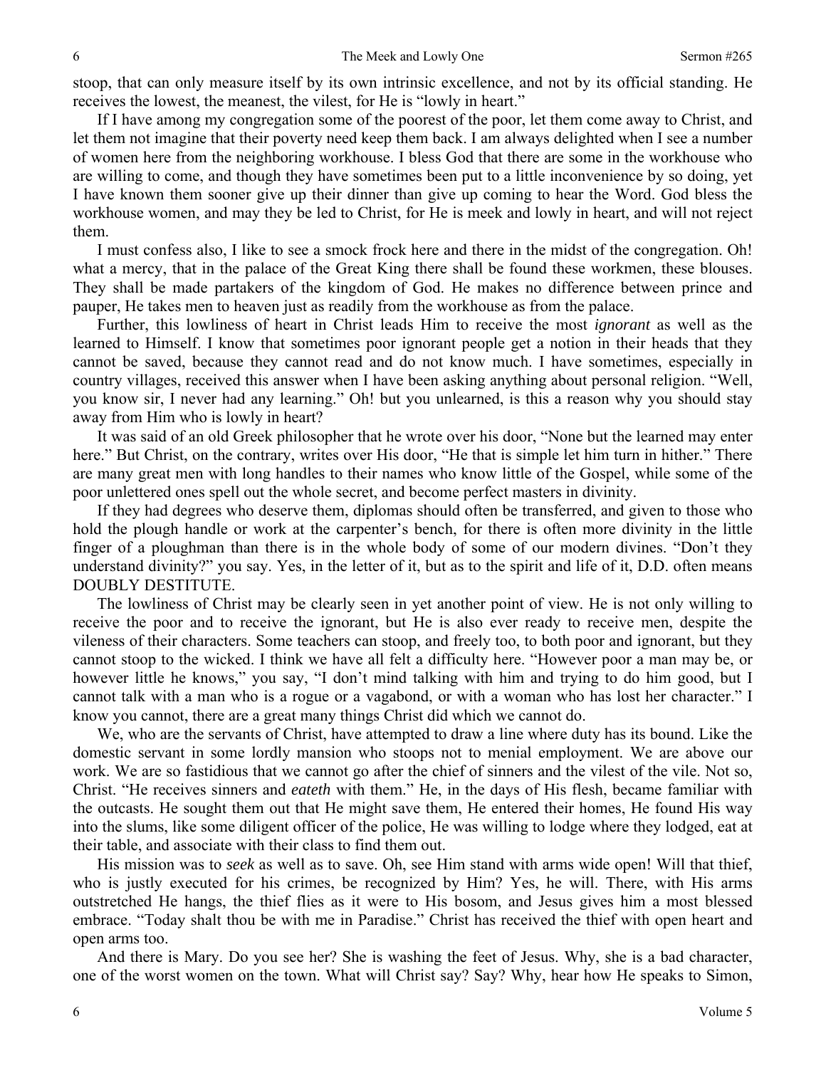stoop, that can only measure itself by its own intrinsic excellence, and not by its official standing. He receives the lowest, the meanest, the vilest, for He is "lowly in heart."

If I have among my congregation some of the poorest of the poor, let them come away to Christ, and let them not imagine that their poverty need keep them back. I am always delighted when I see a number of women here from the neighboring workhouse. I bless God that there are some in the workhouse who are willing to come, and though they have sometimes been put to a little inconvenience by so doing, yet I have known them sooner give up their dinner than give up coming to hear the Word. God bless the workhouse women, and may they be led to Christ, for He is meek and lowly in heart, and will not reject them.

I must confess also, I like to see a smock frock here and there in the midst of the congregation. Oh! what a mercy, that in the palace of the Great King there shall be found these workmen, these blouses. They shall be made partakers of the kingdom of God. He makes no difference between prince and pauper, He takes men to heaven just as readily from the workhouse as from the palace.

Further, this lowliness of heart in Christ leads Him to receive the most *ignorant* as well as the learned to Himself. I know that sometimes poor ignorant people get a notion in their heads that they cannot be saved, because they cannot read and do not know much. I have sometimes, especially in country villages, received this answer when I have been asking anything about personal religion. "Well, you know sir, I never had any learning." Oh! but you unlearned, is this a reason why you should stay away from Him who is lowly in heart?

It was said of an old Greek philosopher that he wrote over his door, "None but the learned may enter here." But Christ, on the contrary, writes over His door, "He that is simple let him turn in hither." There are many great men with long handles to their names who know little of the Gospel, while some of the poor unlettered ones spell out the whole secret, and become perfect masters in divinity.

If they had degrees who deserve them, diplomas should often be transferred, and given to those who hold the plough handle or work at the carpenter's bench, for there is often more divinity in the little finger of a ploughman than there is in the whole body of some of our modern divines. "Don't they understand divinity?" you say. Yes, in the letter of it, but as to the spirit and life of it, D.D. often means DOUBLY DESTITUTE.

The lowliness of Christ may be clearly seen in yet another point of view. He is not only willing to receive the poor and to receive the ignorant, but He is also ever ready to receive men, despite the vileness of their characters. Some teachers can stoop, and freely too, to both poor and ignorant, but they cannot stoop to the wicked. I think we have all felt a difficulty here. "However poor a man may be, or however little he knows," you say, "I don't mind talking with him and trying to do him good, but I cannot talk with a man who is a rogue or a vagabond, or with a woman who has lost her character." I know you cannot, there are a great many things Christ did which we cannot do.

We, who are the servants of Christ, have attempted to draw a line where duty has its bound. Like the domestic servant in some lordly mansion who stoops not to menial employment. We are above our work. We are so fastidious that we cannot go after the chief of sinners and the vilest of the vile. Not so, Christ. "He receives sinners and *eateth* with them." He, in the days of His flesh, became familiar with the outcasts. He sought them out that He might save them, He entered their homes, He found His way into the slums, like some diligent officer of the police, He was willing to lodge where they lodged, eat at their table, and associate with their class to find them out.

His mission was to *seek* as well as to save. Oh, see Him stand with arms wide open! Will that thief, who is justly executed for his crimes, be recognized by Him? Yes, he will. There, with His arms outstretched He hangs, the thief flies as it were to His bosom, and Jesus gives him a most blessed embrace. "Today shalt thou be with me in Paradise." Christ has received the thief with open heart and open arms too.

And there is Mary. Do you see her? She is washing the feet of Jesus. Why, she is a bad character, one of the worst women on the town. What will Christ say? Say? Why, hear how He speaks to Simon,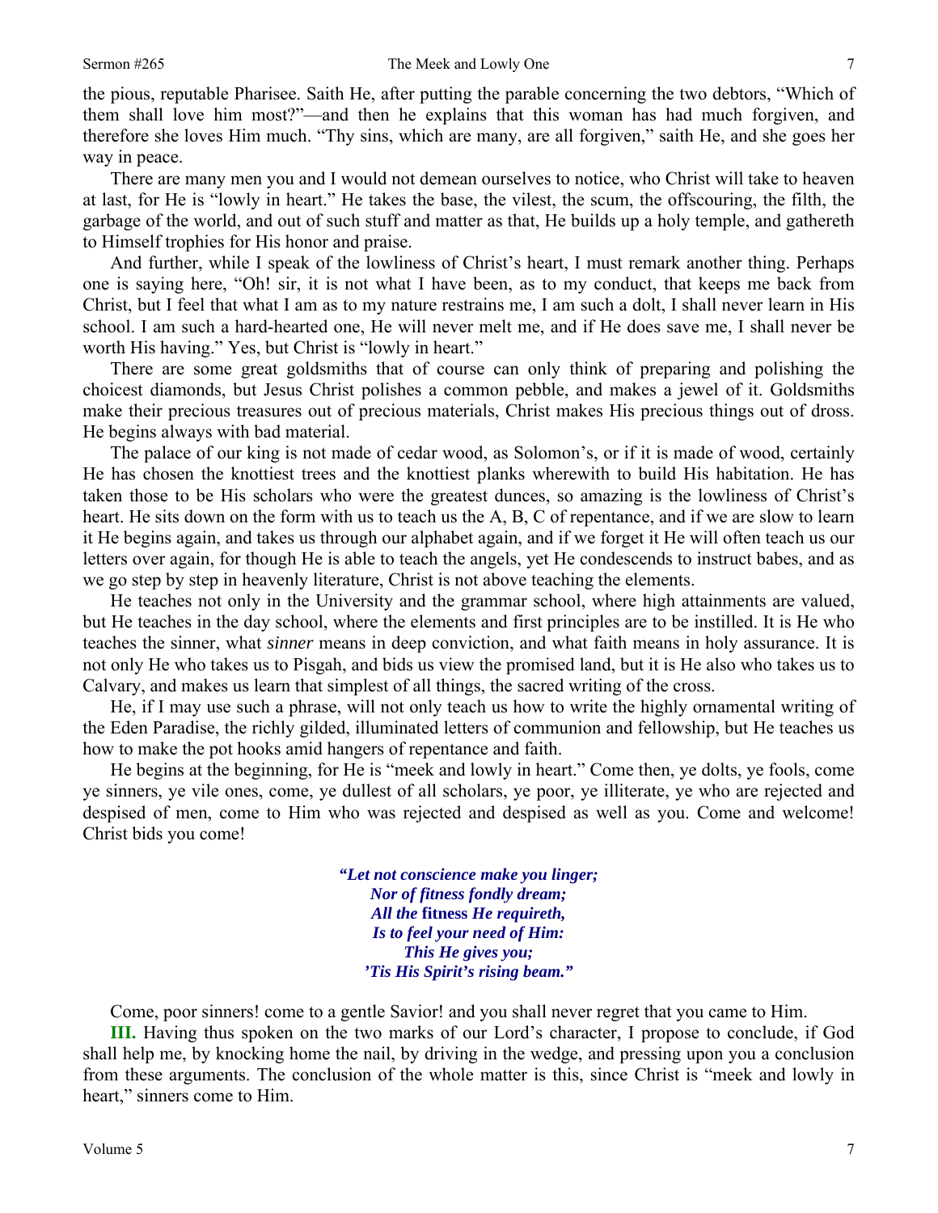the pious, reputable Pharisee. Saith He, after putting the parable concerning the two debtors, "Which of them shall love him most?"—and then he explains that this woman has had much forgiven, and therefore she loves Him much. "Thy sins, which are many, are all forgiven," saith He, and she goes her way in peace.

There are many men you and I would not demean ourselves to notice, who Christ will take to heaven at last, for He is "lowly in heart." He takes the base, the vilest, the scum, the offscouring, the filth, the garbage of the world, and out of such stuff and matter as that, He builds up a holy temple, and gathereth to Himself trophies for His honor and praise.

And further, while I speak of the lowliness of Christ's heart, I must remark another thing. Perhaps one is saying here, "Oh! sir, it is not what I have been, as to my conduct, that keeps me back from Christ, but I feel that what I am as to my nature restrains me, I am such a dolt, I shall never learn in His school. I am such a hard-hearted one, He will never melt me, and if He does save me, I shall never be worth His having." Yes, but Christ is "lowly in heart."

There are some great goldsmiths that of course can only think of preparing and polishing the choicest diamonds, but Jesus Christ polishes a common pebble, and makes a jewel of it. Goldsmiths make their precious treasures out of precious materials, Christ makes His precious things out of dross. He begins always with bad material.

The palace of our king is not made of cedar wood, as Solomon's, or if it is made of wood, certainly He has chosen the knottiest trees and the knottiest planks wherewith to build His habitation. He has taken those to be His scholars who were the greatest dunces, so amazing is the lowliness of Christ's heart. He sits down on the form with us to teach us the A, B, C of repentance, and if we are slow to learn it He begins again, and takes us through our alphabet again, and if we forget it He will often teach us our letters over again, for though He is able to teach the angels, yet He condescends to instruct babes, and as we go step by step in heavenly literature, Christ is not above teaching the elements.

He teaches not only in the University and the grammar school, where high attainments are valued, but He teaches in the day school, where the elements and first principles are to be instilled. It is He who teaches the sinner, what *sinner* means in deep conviction, and what faith means in holy assurance. It is not only He who takes us to Pisgah, and bids us view the promised land, but it is He also who takes us to Calvary, and makes us learn that simplest of all things, the sacred writing of the cross.

He, if I may use such a phrase, will not only teach us how to write the highly ornamental writing of the Eden Paradise, the richly gilded, illuminated letters of communion and fellowship, but He teaches us how to make the pot hooks amid hangers of repentance and faith.

He begins at the beginning, for He is "meek and lowly in heart." Come then, ye dolts, ye fools, come ye sinners, ye vile ones, come, ye dullest of all scholars, ye poor, ye illiterate, ye who are rejected and despised of men, come to Him who was rejected and despised as well as you. Come and welcome! Christ bids you come!

> ***"Let not conscience make you linger;***
> ***Nor of fitness fondly dream;***
> ***All the* fitness *He requireth,***
> ***Is to feel your need of Him:***
> ***This He gives you;***
> ***'Tis His Spirit's rising beam."***

Come, poor sinners! come to a gentle Savior! and you shall never regret that you came to Him.

**III.** Having thus spoken on the two marks of our Lord's character, I propose to conclude, if God shall help me, by knocking home the nail, by driving in the wedge, and pressing upon you a conclusion from these arguments. The conclusion of the whole matter is this, since Christ is "meek and lowly in heart," sinners come to Him.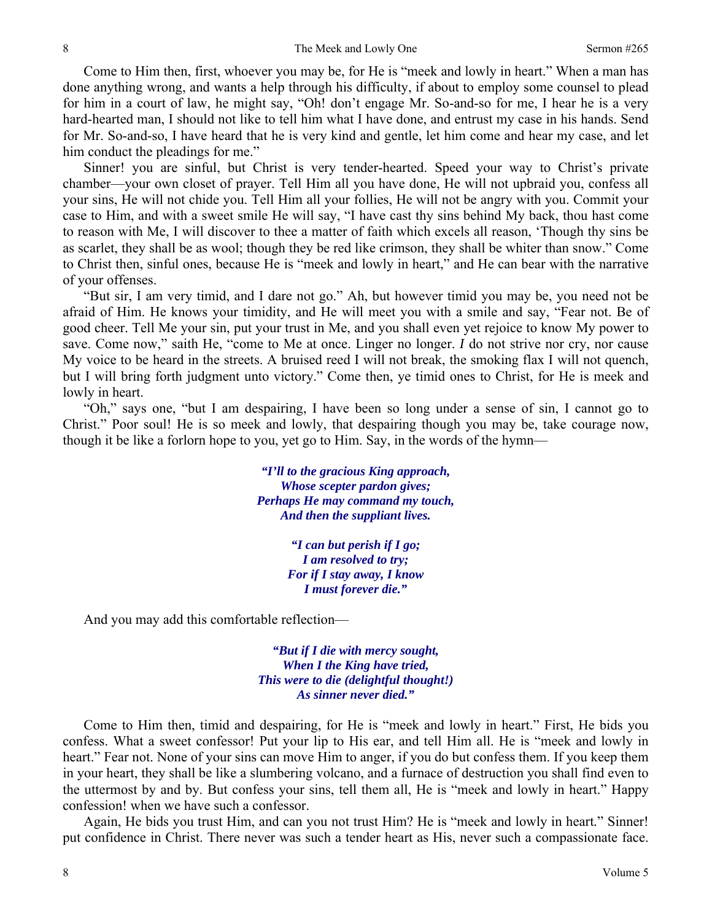Come to Him then, first, whoever you may be, for He is "meek and lowly in heart." When a man has done anything wrong, and wants a help through his difficulty, if about to employ some counsel to plead for him in a court of law, he might say, "Oh! don't engage Mr. So-and-so for me, I hear he is a very hard-hearted man, I should not like to tell him what I have done, and entrust my case in his hands. Send for Mr. So-and-so, I have heard that he is very kind and gentle, let him come and hear my case, and let him conduct the pleadings for me."

Sinner! you are sinful, but Christ is very tender-hearted. Speed your way to Christ's private chamber—your own closet of prayer. Tell Him all you have done, He will not upbraid you, confess all your sins, He will not chide you. Tell Him all your follies, He will not be angry with you. Commit your case to Him, and with a sweet smile He will say, "I have cast thy sins behind My back, thou hast come to reason with Me, I will discover to thee a matter of faith which excels all reason, 'Though thy sins be as scarlet, they shall be as wool; though they be red like crimson, they shall be whiter than snow." Come to Christ then, sinful ones, because He is "meek and lowly in heart," and He can bear with the narrative of your offenses.

"But sir, I am very timid, and I dare not go." Ah, but however timid you may be, you need not be afraid of Him. He knows your timidity, and He will meet you with a smile and say, "Fear not. Be of good cheer. Tell Me your sin, put your trust in Me, and you shall even yet rejoice to know My power to save. Come now," saith He, "come to Me at once. Linger no longer. *I* do not strive nor cry, nor cause My voice to be heard in the streets. A bruised reed I will not break, the smoking flax I will not quench, but I will bring forth judgment unto victory." Come then, ye timid ones to Christ, for He is meek and lowly in heart.

"Oh," says one, "but I am despairing, I have been so long under a sense of sin, I cannot go to Christ." Poor soul! He is so meek and lowly, that despairing though you may be, take courage now, though it be like a forlorn hope to you, yet go to Him. Say, in the words of the hymn—

> ***"I'll to the gracious King approach,***
> ***Whose scepter pardon gives;***
> ***Perhaps He may command my touch,***
> ***And then the suppliant lives.***
>
> ***"I can but perish if I go;***
> ***I am resolved to try;***
> ***For if I stay away, I know***
> ***I must forever die."***

And you may add this comfortable reflection—

> ***"But if I die with mercy sought,***
> ***When I the King have tried,***
> ***This were to die (delightful thought!)***
> ***As sinner never died."***

Come to Him then, timid and despairing, for He is "meek and lowly in heart." First, He bids you confess. What a sweet confessor! Put your lip to His ear, and tell Him all. He is "meek and lowly in heart." Fear not. None of your sins can move Him to anger, if you do but confess them. If you keep them in your heart, they shall be like a slumbering volcano, and a furnace of destruction you shall find even to the uttermost by and by. But confess your sins, tell them all, He is "meek and lowly in heart." Happy confession! when we have such a confessor.

Again, He bids you trust Him, and can you not trust Him? He is "meek and lowly in heart." Sinner! put confidence in Christ. There never was such a tender heart as His, never such a compassionate face.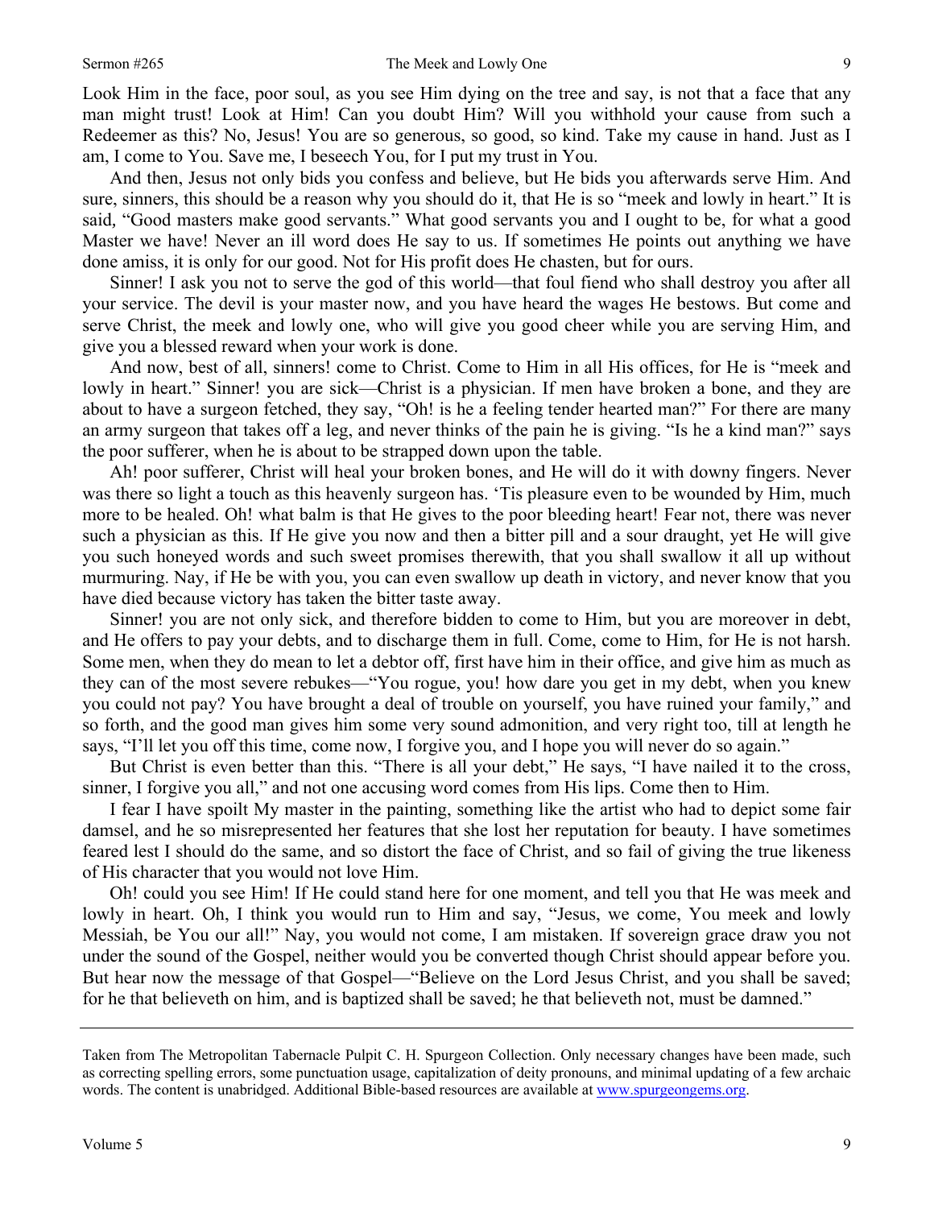Look Him in the face, poor soul, as you see Him dying on the tree and say, is not that a face that any man might trust! Look at Him! Can you doubt Him? Will you withhold your cause from such a Redeemer as this? No, Jesus! You are so generous, so good, so kind. Take my cause in hand. Just as I am, I come to You. Save me, I beseech You, for I put my trust in You.

And then, Jesus not only bids you confess and believe, but He bids you afterwards serve Him. And sure, sinners, this should be a reason why you should do it, that He is so "meek and lowly in heart." It is said, "Good masters make good servants." What good servants you and I ought to be, for what a good Master we have! Never an ill word does He say to us. If sometimes He points out anything we have done amiss, it is only for our good. Not for His profit does He chasten, but for ours.

Sinner! I ask you not to serve the god of this world—that foul fiend who shall destroy you after all your service. The devil is your master now, and you have heard the wages He bestows. But come and serve Christ, the meek and lowly one, who will give you good cheer while you are serving Him, and give you a blessed reward when your work is done.

And now, best of all, sinners! come to Christ. Come to Him in all His offices, for He is "meek and lowly in heart." Sinner! you are sick—Christ is a physician. If men have broken a bone, and they are about to have a surgeon fetched, they say, "Oh! is he a feeling tender hearted man?" For there are many an army surgeon that takes off a leg, and never thinks of the pain he is giving. "Is he a kind man?" says the poor sufferer, when he is about to be strapped down upon the table.

Ah! poor sufferer, Christ will heal your broken bones, and He will do it with downy fingers. Never was there so light a touch as this heavenly surgeon has. 'Tis pleasure even to be wounded by Him, much more to be healed. Oh! what balm is that He gives to the poor bleeding heart! Fear not, there was never such a physician as this. If He give you now and then a bitter pill and a sour draught, yet He will give you such honeyed words and such sweet promises therewith, that you shall swallow it all up without murmuring. Nay, if He be with you, you can even swallow up death in victory, and never know that you have died because victory has taken the bitter taste away.

Sinner! you are not only sick, and therefore bidden to come to Him, but you are moreover in debt, and He offers to pay your debts, and to discharge them in full. Come, come to Him, for He is not harsh. Some men, when they do mean to let a debtor off, first have him in their office, and give him as much as they can of the most severe rebukes—"You rogue, you! how dare you get in my debt, when you knew you could not pay? You have brought a deal of trouble on yourself, you have ruined your family," and so forth, and the good man gives him some very sound admonition, and very right too, till at length he says, "I'll let you off this time, come now, I forgive you, and I hope you will never do so again."

But Christ is even better than this. "There is all your debt," He says, "I have nailed it to the cross, sinner, I forgive you all," and not one accusing word comes from His lips. Come then to Him.

I fear I have spoilt My master in the painting, something like the artist who had to depict some fair damsel, and he so misrepresented her features that she lost her reputation for beauty. I have sometimes feared lest I should do the same, and so distort the face of Christ, and so fail of giving the true likeness of His character that you would not love Him.

Oh! could you see Him! If He could stand here for one moment, and tell you that He was meek and lowly in heart. Oh, I think you would run to Him and say, "Jesus, we come, You meek and lowly Messiah, be You our all!" Nay, you would not come, I am mistaken. If sovereign grace draw you not under the sound of the Gospel, neither would you be converted though Christ should appear before you. But hear now the message of that Gospel—"Believe on the Lord Jesus Christ, and you shall be saved; for he that believeth on him, and is baptized shall be saved; he that believeth not, must be damned."

---

Taken from The Metropolitan Tabernacle Pulpit C. H. Spurgeon Collection. Only necessary changes have been made, such as correcting spelling errors, some punctuation usage, capitalization of deity pronouns, and minimal updating of a few archaic words. The content is unabridged. Additional Bible-based resources are available at www.spurgeongems.org.